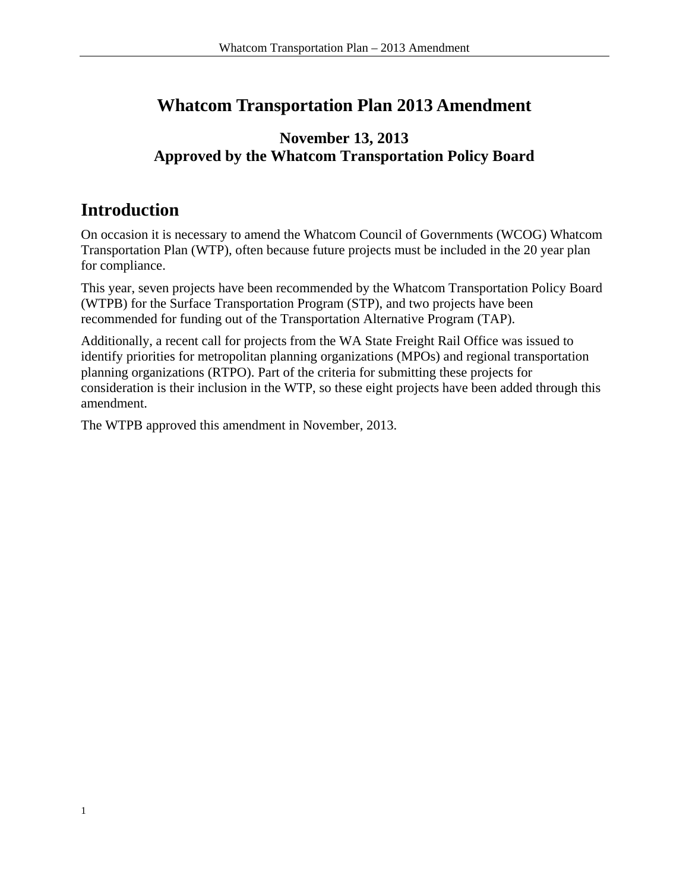# Whatcom Transportation Plan 2013 Amendment

**November 13, 2013**
**Approved by the Whatcom Transportation Policy Board**

## Introduction

On occasion it is necessary to amend the Whatcom Council of Governments (WCOG) Whatcom Transportation Plan (WTP), often because future projects must be included in the 20 year plan for compliance.

This year, seven projects have been recommended by the Whatcom Transportation Policy Board (WTPB) for the Surface Transportation Program (STP), and two projects have been recommended for funding out of the Transportation Alternative Program (TAP).

Additionally, a recent call for projects from the WA State Freight Rail Office was issued to identify priorities for metropolitan planning organizations (MPOs) and regional transportation planning organizations (RTPO). Part of the criteria for submitting these projects for consideration is their inclusion in the WTP, so these eight projects have been added through this amendment.

The WTPB approved this amendment in November, 2013.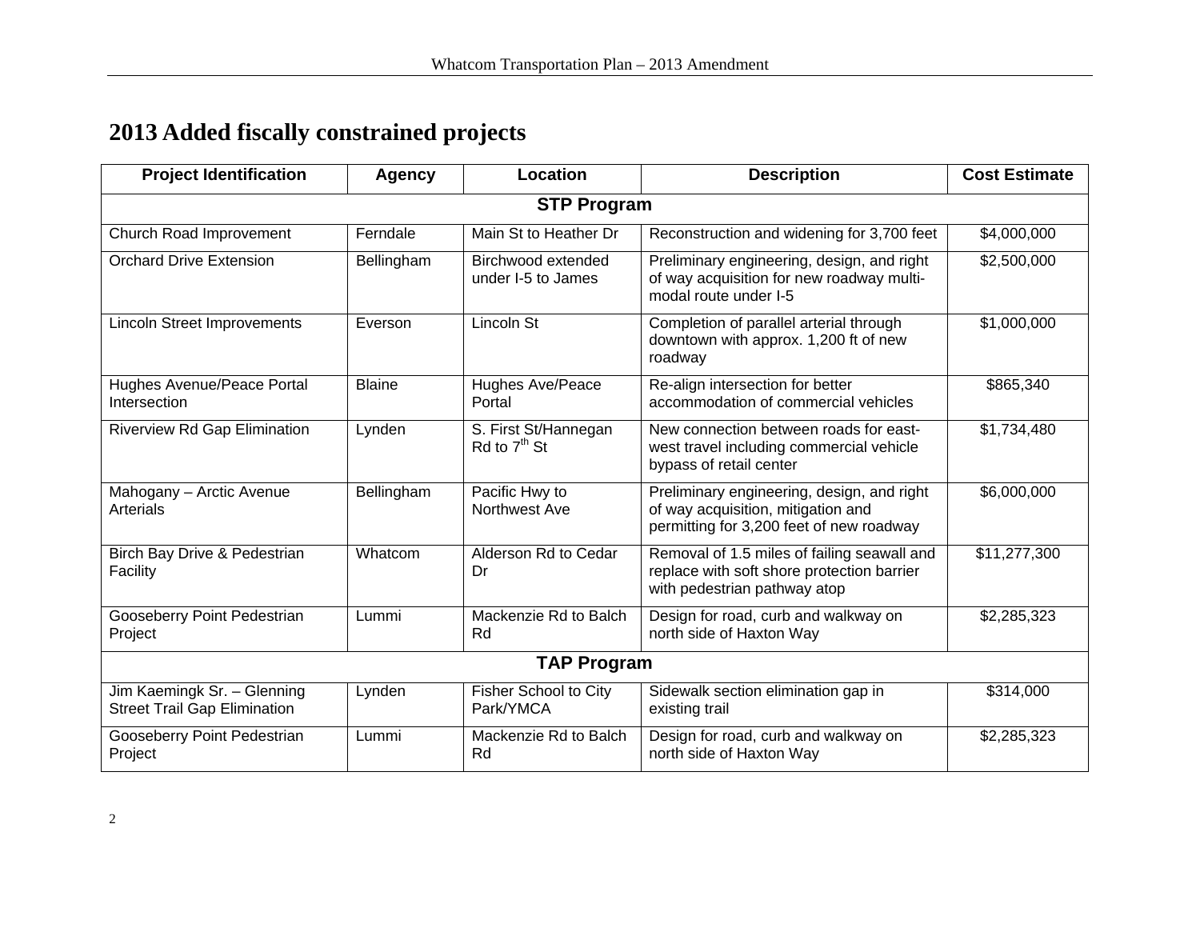# 2013 Added fiscally constrained projects

| Project Identification | Agency | Location | Description | Cost Estimate |
|---|---|---|---|---|
| **STP Program** | | | | |
| Church Road Improvement | Ferndale | Main St to Heather Dr | Reconstruction and widening for 3,700 feet | $4,000,000 |
| Orchard Drive Extension | Bellingham | Birchwood extended under I-5 to James | Preliminary engineering, design, and right of way acquisition for new roadway multi-modal route under I-5 | $2,500,000 |
| Lincoln Street Improvements | Everson | Lincoln St | Completion of parallel arterial through downtown with approx. 1,200 ft of new roadway | $1,000,000 |
| Hughes Avenue/Peace Portal Intersection | Blaine | Hughes Ave/Peace Portal | Re-align intersection for better accommodation of commercial vehicles | $865,340 |
| Riverview Rd Gap Elimination | Lynden | S. First St/Hannegan Rd to 7th St | New connection between roads for east-west travel including commercial vehicle bypass of retail center | $1,734,480 |
| Mahogany – Arctic Avenue Arterials | Bellingham | Pacific Hwy to Northwest Ave | Preliminary engineering, design, and right of way acquisition, mitigation and permitting for 3,200 feet of new roadway | $6,000,000 |
| Birch Bay Drive & Pedestrian Facility | Whatcom | Alderson Rd to Cedar Dr | Removal of 1.5 miles of failing seawall and replace with soft shore protection barrier with pedestrian pathway atop | $11,277,300 |
| Gooseberry Point Pedestrian Project | Lummi | Mackenzie Rd to Balch Rd | Design for road, curb and walkway on north side of Haxton Way | $2,285,323 |
| **TAP Program** | | | | |
| Jim Kaemingk Sr. – Glenning Street Trail Gap Elimination | Lynden | Fisher School to City Park/YMCA | Sidewalk section elimination gap in existing trail | $314,000 |
| Gooseberry Point Pedestrian Project | Lummi | Mackenzie Rd to Balch Rd | Design for road, curb and walkway on north side of Haxton Way | $2,285,323 |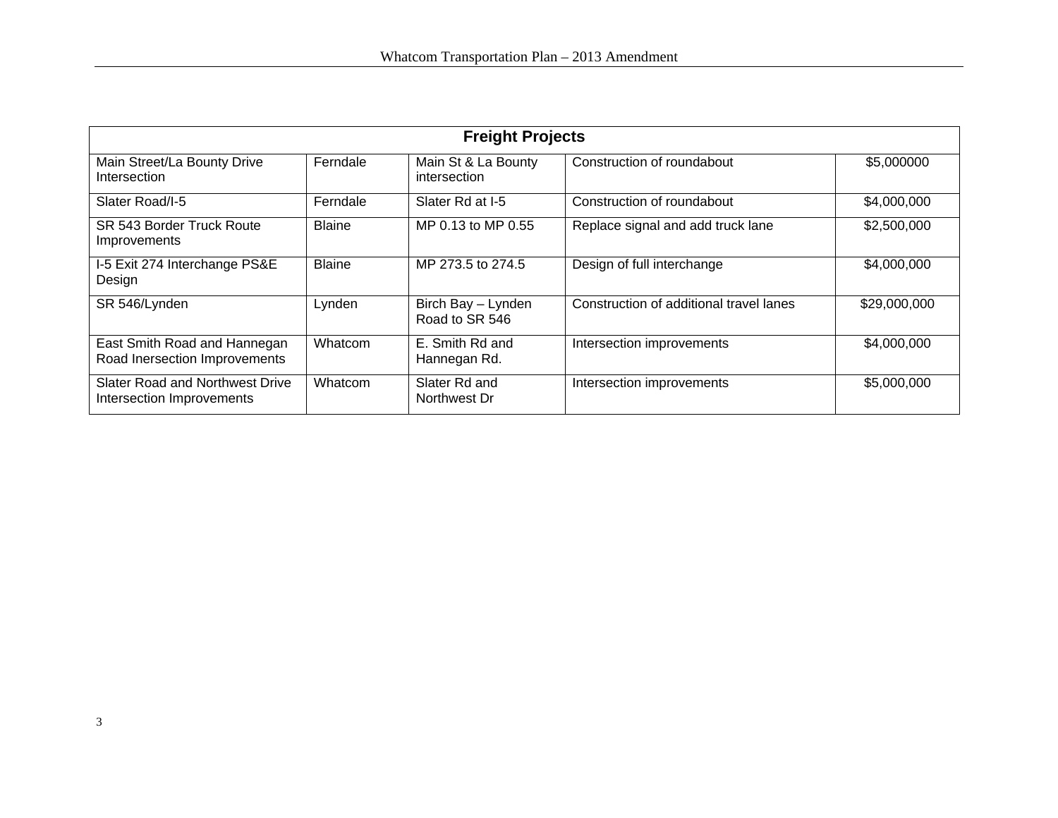| Freight Projects | | | | |
|---|---|---|---|---|
| Main Street/La Bounty Drive Intersection | Ferndale | Main St & La Bounty intersection | Construction of roundabout | $5,000000 |
| Slater Road/I-5 | Ferndale | Slater Rd at I-5 | Construction of roundabout | $4,000,000 |
| SR 543 Border Truck Route Improvements | Blaine | MP 0.13 to MP 0.55 | Replace signal and add truck lane | $2,500,000 |
| I-5 Exit 274 Interchange PS&E Design | Blaine | MP 273.5 to 274.5 | Design of full interchange | $4,000,000 |
| SR 546/Lynden | Lynden | Birch Bay – Lynden Road to SR 546 | Construction of additional travel lanes | $29,000,000 |
| East Smith Road and Hannegan Road Inersection Improvements | Whatcom | E. Smith Rd and Hannegan Rd. | Intersection improvements | $4,000,000 |
| Slater Road and Northwest Drive Intersection Improvements | Whatcom | Slater Rd and Northwest Dr | Intersection improvements | $5,000,000 |